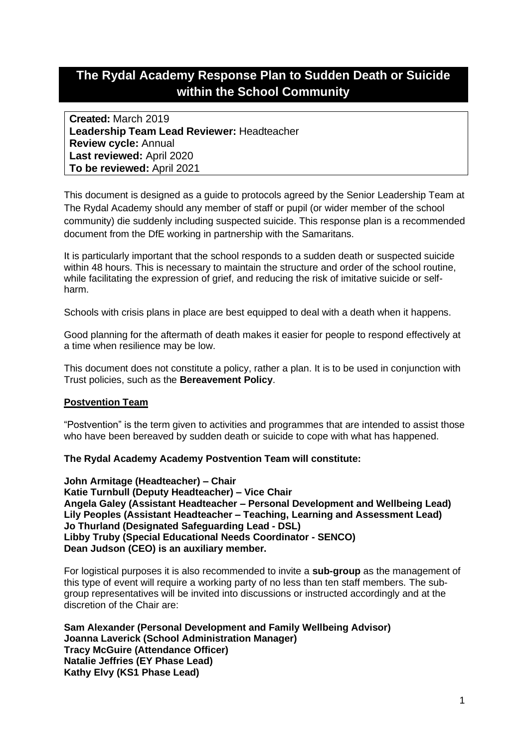# The Rydal Academy Response Plan to Sudden Death or Suicide within the School Community

**Created:** March 2019
**Leadership Team Lead Reviewer:** Headteacher
**Review cycle:** Annual
**Last reviewed:** April 2020
**To be reviewed:** April 2021

This document is designed as a guide to protocols agreed by the Senior Leadership Team at The Rydal Academy should any member of staff or pupil (or wider member of the school community) die suddenly including suspected suicide. This response plan is a recommended document from the DfE working in partnership with the Samaritans.

It is particularly important that the school responds to a sudden death or suspected suicide within 48 hours. This is necessary to maintain the structure and order of the school routine, while facilitating the expression of grief, and reducing the risk of imitative suicide or self-harm.

Schools with crisis plans in place are best equipped to deal with a death when it happens.

Good planning for the aftermath of death makes it easier for people to respond effectively at a time when resilience may be low.

This document does not constitute a policy, rather a plan. It is to be used in conjunction with Trust policies, such as the **Bereavement Policy**.

## Postvention Team

"Postvention" is the term given to activities and programmes that are intended to assist those who have been bereaved by sudden death or suicide to cope with what has happened.

**The Rydal Academy Academy Postvention Team will constitute:**

**John Armitage (Headteacher) – Chair**
**Katie Turnbull (Deputy Headteacher) – Vice Chair**
**Angela Galey (Assistant Headteacher – Personal Development and Wellbeing Lead)**
**Lily Peoples (Assistant Headteacher – Teaching, Learning and Assessment Lead)**
**Jo Thurland (Designated Safeguarding Lead - DSL)**
**Libby Truby (Special Educational Needs Coordinator - SENCO)**
**Dean Judson (CEO) is an auxiliary member.**

For logistical purposes it is also recommended to invite a **sub-group** as the management of this type of event will require a working party of no less than ten staff members. The sub-group representatives will be invited into discussions or instructed accordingly and at the discretion of the Chair are:

**Sam Alexander (Personal Development and Family Wellbeing Advisor)**
**Joanna Laverick (School Administration Manager)**
**Tracy McGuire (Attendance Officer)**
**Natalie Jeffries (EY Phase Lead)**
**Kathy Elvy (KS1 Phase Lead)**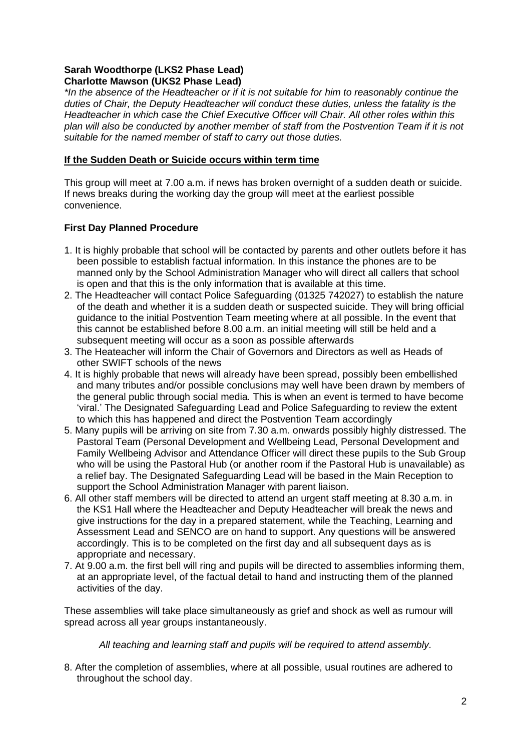**Sarah Woodthorpe (LKS2 Phase Lead)**
**Charlotte Mawson (UKS2 Phase Lead)**

*\*In the absence of the Headteacher or if it is not suitable for him to reasonably continue the duties of Chair, the Deputy Headteacher will conduct these duties, unless the fatality is the Headteacher in which case the Chief Executive Officer will Chair. All other roles within this plan will also be conducted by another member of staff from the Postvention Team if it is not suitable for the named member of staff to carry out those duties.*

**<u>If the Sudden Death or Suicide occurs within term time</u>**

This group will meet at 7.00 a.m. if news has broken overnight of a sudden death or suicide. If news breaks during the working day the group will meet at the earliest possible convenience.

### First Day Planned Procedure

1. It is highly probable that school will be contacted by parents and other outlets before it has been possible to establish factual information. In this instance the phones are to be manned only by the School Administration Manager who will direct all callers that school is open and that this is the only information that is available at this time.
2. The Headteacher will contact Police Safeguarding (01325 742027) to establish the nature of the death and whether it is a sudden death or suspected suicide. They will bring official guidance to the initial Postvention Team meeting where at all possible. In the event that this cannot be established before 8.00 a.m. an initial meeting will still be held and a subsequent meeting will occur as a soon as possible afterwards
3. The Heateacher will inform the Chair of Governors and Directors as well as Heads of other SWIFT schools of the news
4. It is highly probable that news will already have been spread, possibly been embellished and many tributes and/or possible conclusions may well have been drawn by members of the general public through social media. This is when an event is termed to have become 'viral.' The Designated Safeguarding Lead and Police Safeguarding to review the extent to which this has happened and direct the Postvention Team accordingly
5. Many pupils will be arriving on site from 7.30 a.m. onwards possibly highly distressed. The Pastoral Team (Personal Development and Wellbeing Lead, Personal Development and Family Wellbeing Advisor and Attendance Officer will direct these pupils to the Sub Group who will be using the Pastoral Hub (or another room if the Pastoral Hub is unavailable) as a relief bay. The Designated Safeguarding Lead will be based in the Main Reception to support the School Administration Manager with parent liaison.
6. All other staff members will be directed to attend an urgent staff meeting at 8.30 a.m. in the KS1 Hall where the Headteacher and Deputy Headteacher will break the news and give instructions for the day in a prepared statement, while the Teaching, Learning and Assessment Lead and SENCO are on hand to support. Any questions will be answered accordingly. This is to be completed on the first day and all subsequent days as is appropriate and necessary.
7. At 9.00 a.m. the first bell will ring and pupils will be directed to assemblies informing them, at an appropriate level, of the factual detail to hand and instructing them of the planned activities of the day.

These assemblies will take place simultaneously as grief and shock as well as rumour will spread across all year groups instantaneously.

*All teaching and learning staff and pupils will be required to attend assembly.*

8. After the completion of assemblies, where at all possible, usual routines are adhered to throughout the school day.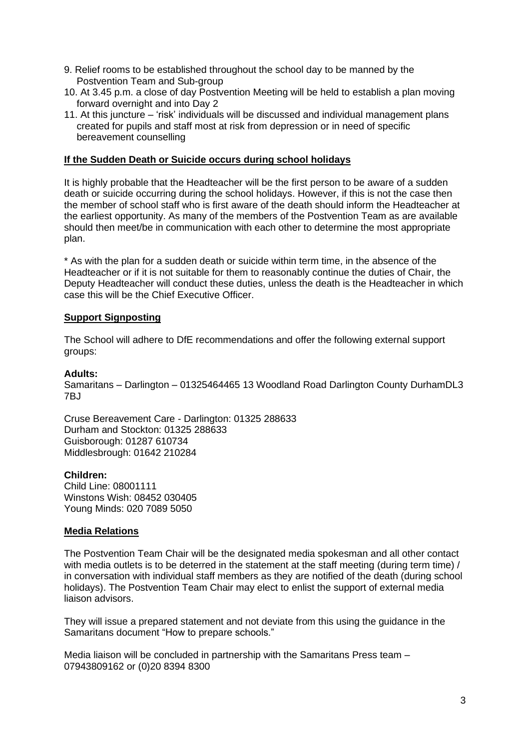9. Relief rooms to be established throughout the school day to be manned by the Postvention Team and Sub-group
10. At 3.45 p.m. a close of day Postvention Meeting will be held to establish a plan moving forward overnight and into Day 2
11. At this juncture – 'risk' individuals will be discussed and individual management plans created for pupils and staff most at risk from depression or in need of specific bereavement counselling

**If the Sudden Death or Suicide occurs during school holidays**

It is highly probable that the Headteacher will be the first person to be aware of a sudden death or suicide occurring during the school holidays. However, if this is not the case then the member of school staff who is first aware of the death should inform the Headteacher at the earliest opportunity. As many of the members of the Postvention Team as are available should then meet/be in communication with each other to determine the most appropriate plan.

* As with the plan for a sudden death or suicide within term time, in the absence of the Headteacher or if it is not suitable for them to reasonably continue the duties of Chair, the Deputy Headteacher will conduct these duties, unless the death is the Headteacher in which case this will be the Chief Executive Officer.

**Support Signposting**

The School will adhere to DfE recommendations and offer the following external support groups:

**Adults:**
Samaritans – Darlington – 01325464465 13 Woodland Road Darlington County DurhamDL3 7BJ

Cruse Bereavement Care - Darlington: 01325 288633
Durham and Stockton: 01325 288633
Guisborough: 01287 610734
Middlesbrough: 01642 210284

**Children:**
Child Line: 08001111
Winstons Wish: 08452 030405
Young Minds: 020 7089 5050

**Media Relations**

The Postvention Team Chair will be the designated media spokesman and all other contact with media outlets is to be deterred in the statement at the staff meeting (during term time) / in conversation with individual staff members as they are notified of the death (during school holidays). The Postvention Team Chair may elect to enlist the support of external media liaison advisors.

They will issue a prepared statement and not deviate from this using the guidance in the Samaritans document "How to prepare schools."

Media liaison will be concluded in partnership with the Samaritans Press team – 07943809162 or (0)20 8394 8300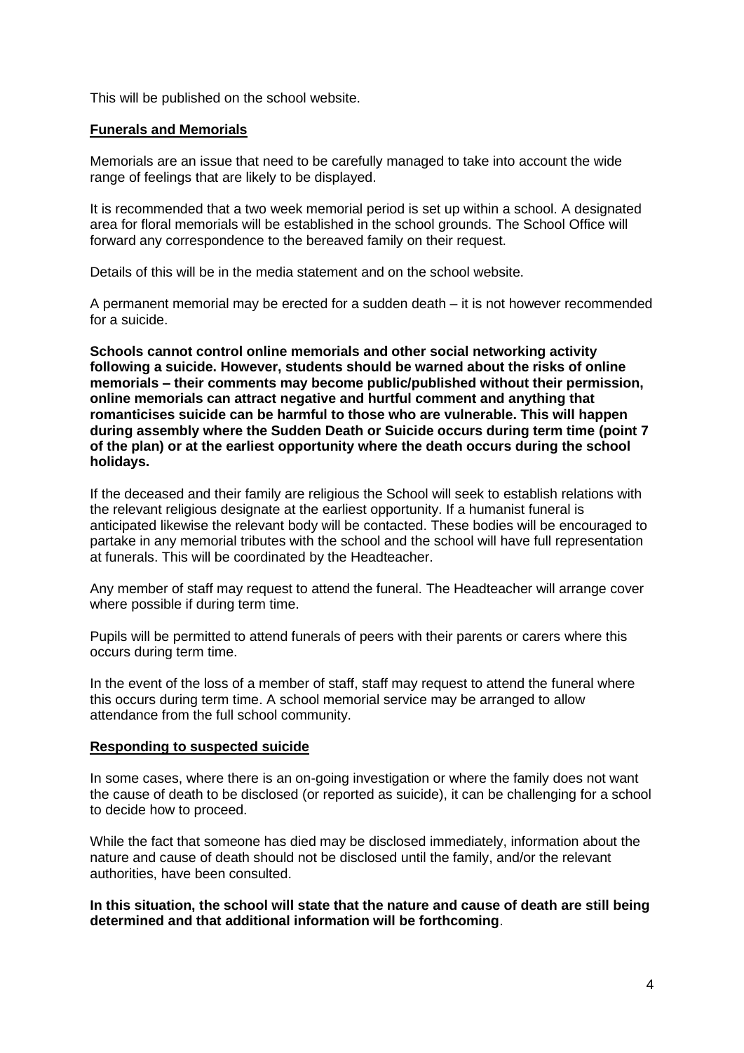This will be published on the school website.

## Funerals and Memorials

Memorials are an issue that need to be carefully managed to take into account the wide range of feelings that are likely to be displayed.

It is recommended that a two week memorial period is set up within a school. A designated area for floral memorials will be established in the school grounds. The School Office will forward any correspondence to the bereaved family on their request.

Details of this will be in the media statement and on the school website.

A permanent memorial may be erected for a sudden death – it is not however recommended for a suicide.

**Schools cannot control online memorials and other social networking activity following a suicide. However, students should be warned about the risks of online memorials – their comments may become public/published without their permission, online memorials can attract negative and hurtful comment and anything that romanticises suicide can be harmful to those who are vulnerable. This will happen during assembly where the Sudden Death or Suicide occurs during term time (point 7 of the plan) or at the earliest opportunity where the death occurs during the school holidays.**

If the deceased and their family are religious the School will seek to establish relations with the relevant religious designate at the earliest opportunity. If a humanist funeral is anticipated likewise the relevant body will be contacted. These bodies will be encouraged to partake in any memorial tributes with the school and the school will have full representation at funerals. This will be coordinated by the Headteacher.

Any member of staff may request to attend the funeral. The Headteacher will arrange cover where possible if during term time.

Pupils will be permitted to attend funerals of peers with their parents or carers where this occurs during term time.

In the event of the loss of a member of staff, staff may request to attend the funeral where this occurs during term time. A school memorial service may be arranged to allow attendance from the full school community.

## Responding to suspected suicide

In some cases, where there is an on-going investigation or where the family does not want the cause of death to be disclosed (or reported as suicide), it can be challenging for a school to decide how to proceed.

While the fact that someone has died may be disclosed immediately, information about the nature and cause of death should not be disclosed until the family, and/or the relevant authorities, have been consulted.

**In this situation, the school will state that the nature and cause of death are still being determined and that additional information will be forthcoming**.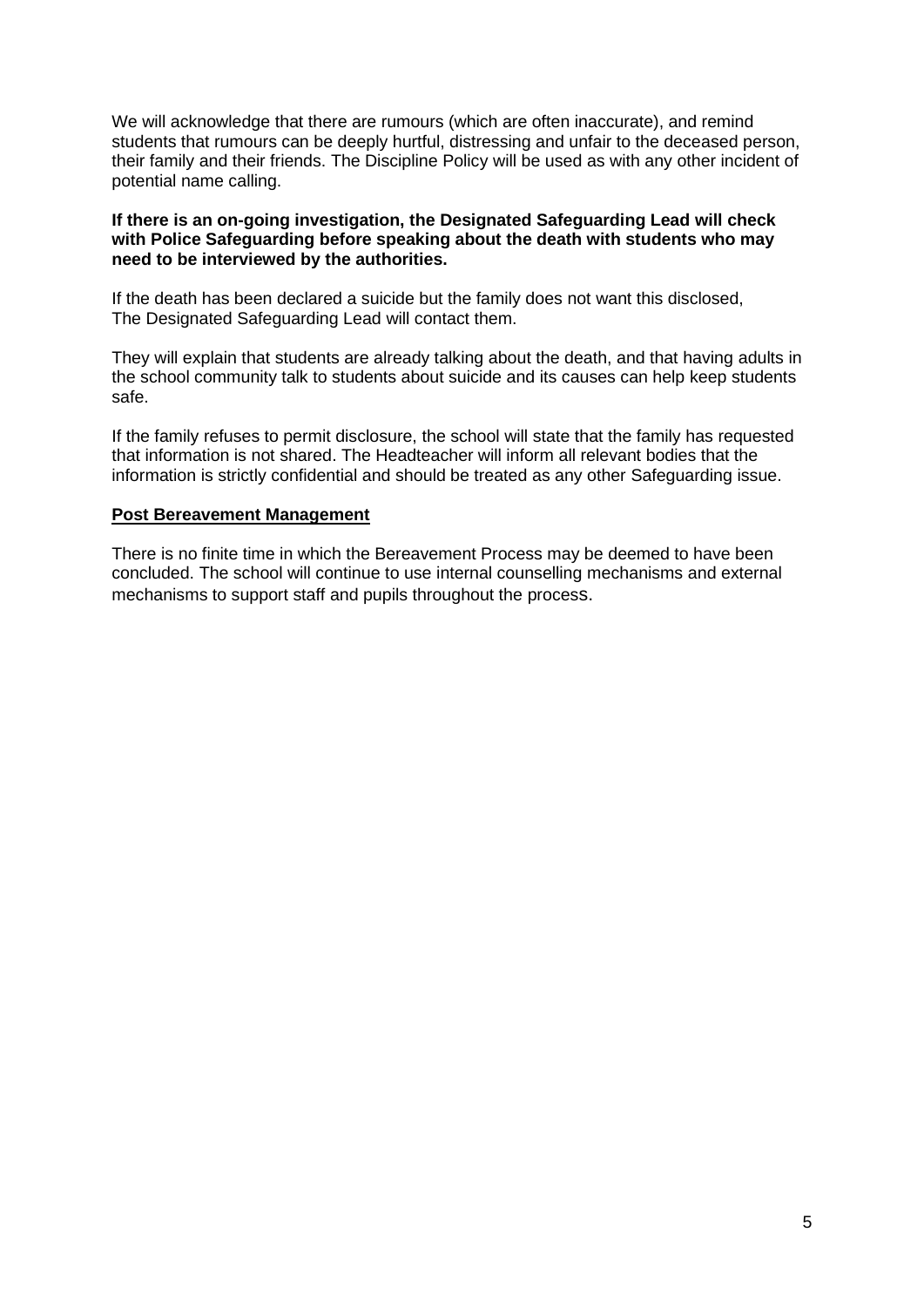We will acknowledge that there are rumours (which are often inaccurate), and remind students that rumours can be deeply hurtful, distressing and unfair to the deceased person, their family and their friends. The Discipline Policy will be used as with any other incident of potential name calling.

**If there is an on-going investigation, the Designated Safeguarding Lead will check with Police Safeguarding before speaking about the death with students who may need to be interviewed by the authorities.**

If the death has been declared a suicide but the family does not want this disclosed, The Designated Safeguarding Lead will contact them.

They will explain that students are already talking about the death, and that having adults in the school community talk to students about suicide and its causes can help keep students safe.

If the family refuses to permit disclosure, the school will state that the family has requested that information is not shared. The Headteacher will inform all relevant bodies that the information is strictly confidential and should be treated as any other Safeguarding issue.

## Post Bereavement Management

There is no finite time in which the Bereavement Process may be deemed to have been concluded. The school will continue to use internal counselling mechanisms and external mechanisms to support staff and pupils throughout the process.